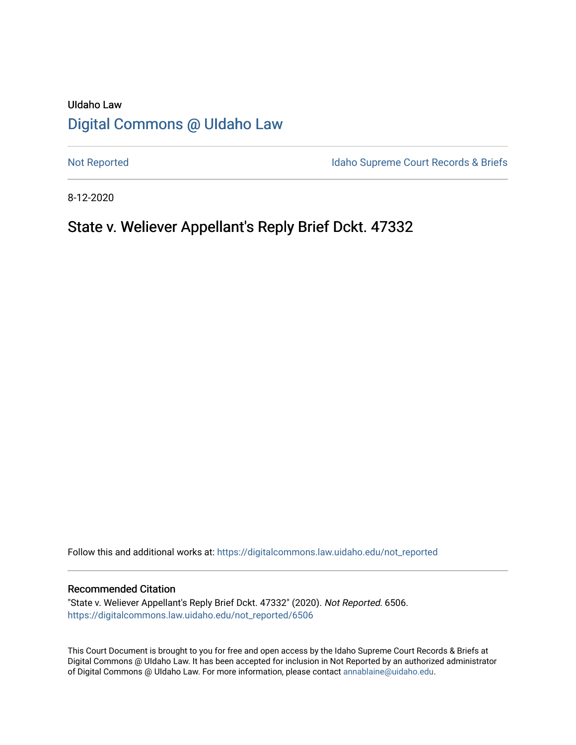UIdaho Law

# Digital Commons @ UIdaho Law

Not Reported | Idaho Supreme Court Records & Briefs

8-12-2020

## State v. Weliever Appellant's Reply Brief Dckt. 47332

Follow this and additional works at: https://digitalcommons.law.uidaho.edu/not_reported

### Recommended Citation

"State v. Weliever Appellant's Reply Brief Dckt. 47332" (2020). *Not Reported*. 6506.
https://digitalcommons.law.uidaho.edu/not_reported/6506

This Court Document is brought to you for free and open access by the Idaho Supreme Court Records & Briefs at Digital Commons @ UIdaho Law. It has been accepted for inclusion in Not Reported by an authorized administrator of Digital Commons @ UIdaho Law. For more information, please contact annablaine@uidaho.edu.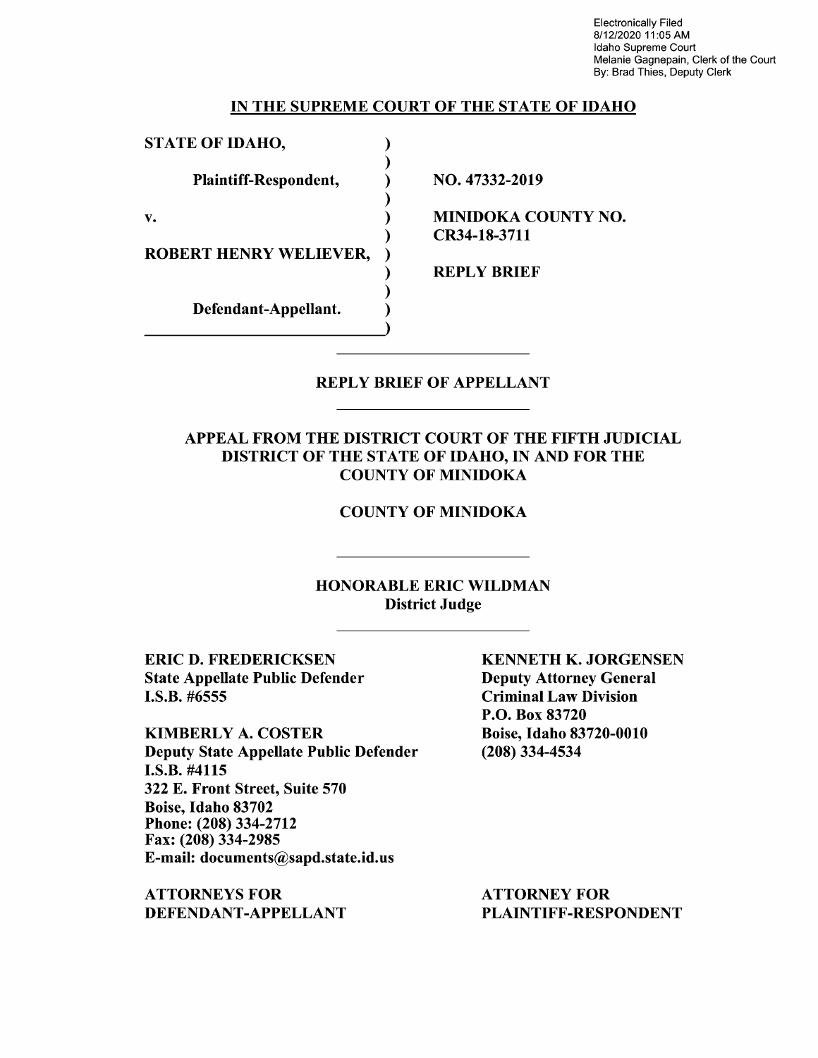Electronically Filed
8/12/2020 11:05 AM
Idaho Supreme Court
Melanie Gagnepain, Clerk of the Court
By: Brad Thies, Deputy Clerk

## IN THE SUPREME COURT OF THE STATE OF IDAHO

| | |
|---|---|
| **STATE OF IDAHO,** | |
| **Plaintiff-Respondent,** | **NO. 47332-2019** |
| **v.** | **MINIDOKA COUNTY NO. CR34-18-3711** |
| **ROBERT HENRY WELIEVER,** | **REPLY BRIEF** |
| **Defendant-Appellant.** | |

## REPLY BRIEF OF APPELLANT

### APPEAL FROM THE DISTRICT COURT OF THE FIFTH JUDICIAL DISTRICT OF THE STATE OF IDAHO, IN AND FOR THE COUNTY OF MINIDOKA

### COUNTY OF MINIDOKA

### HONORABLE ERIC WILDMAN
**District Judge**

**ERIC D. FREDERICKSEN**
**State Appellate Public Defender**
**I.S.B. #6555**

**KIMBERLY A. COSTER**
**Deputy State Appellate Public Defender**
**I.S.B. #4115**
**322 E. Front Street, Suite 570**
**Boise, Idaho 83702**
**Phone: (208) 334-2712**
**Fax: (208) 334-2985**
**E-mail: documents@sapd.state.id.us**

**ATTORNEYS FOR DEFENDANT-APPELLANT**

**KENNETH K. JORGENSEN**
**Deputy Attorney General**
**Criminal Law Division**
**P.O. Box 83720**
**Boise, Idaho 83720-0010**
**(208) 334-4534**

**ATTORNEY FOR PLAINTIFF-RESPONDENT**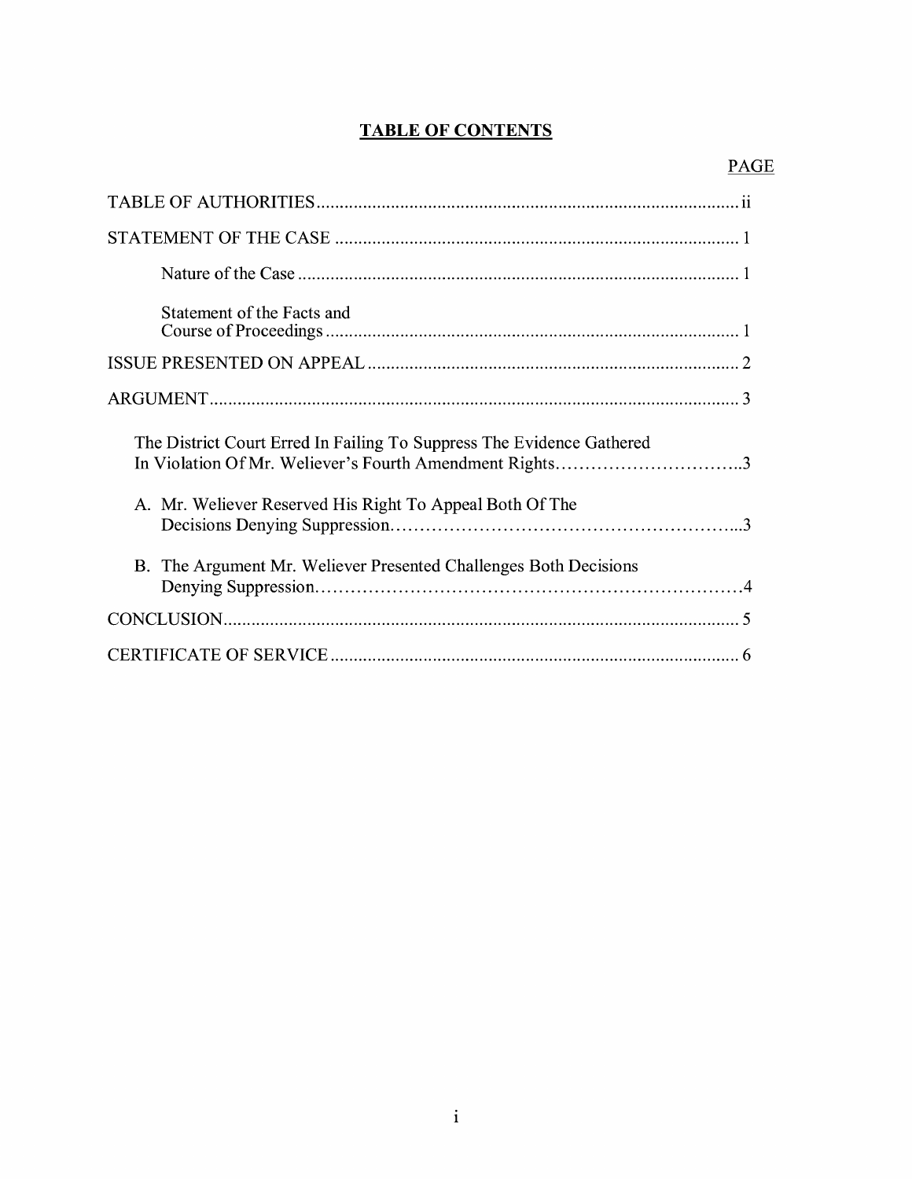# TABLE OF CONTENTS

| | PAGE |
|---|---|
| TABLE OF AUTHORITIES | ii |
| STATEMENT OF THE CASE | 1 |
| Nature of the Case | 1 |
| Statement of the Facts and Course of Proceedings | 1 |
| ISSUE PRESENTED ON APPEAL | 2 |
| ARGUMENT | 3 |
| The District Court Erred In Failing To Suppress The Evidence Gathered In Violation Of Mr. Weliever's Fourth Amendment Rights | 3 |
| A. Mr. Weliever Reserved His Right To Appeal Both Of The Decisions Denying Suppression | 3 |
| B. The Argument Mr. Weliever Presented Challenges Both Decisions Denying Suppression | 4 |
| CONCLUSION | 5 |
| CERTIFICATE OF SERVICE | 6 |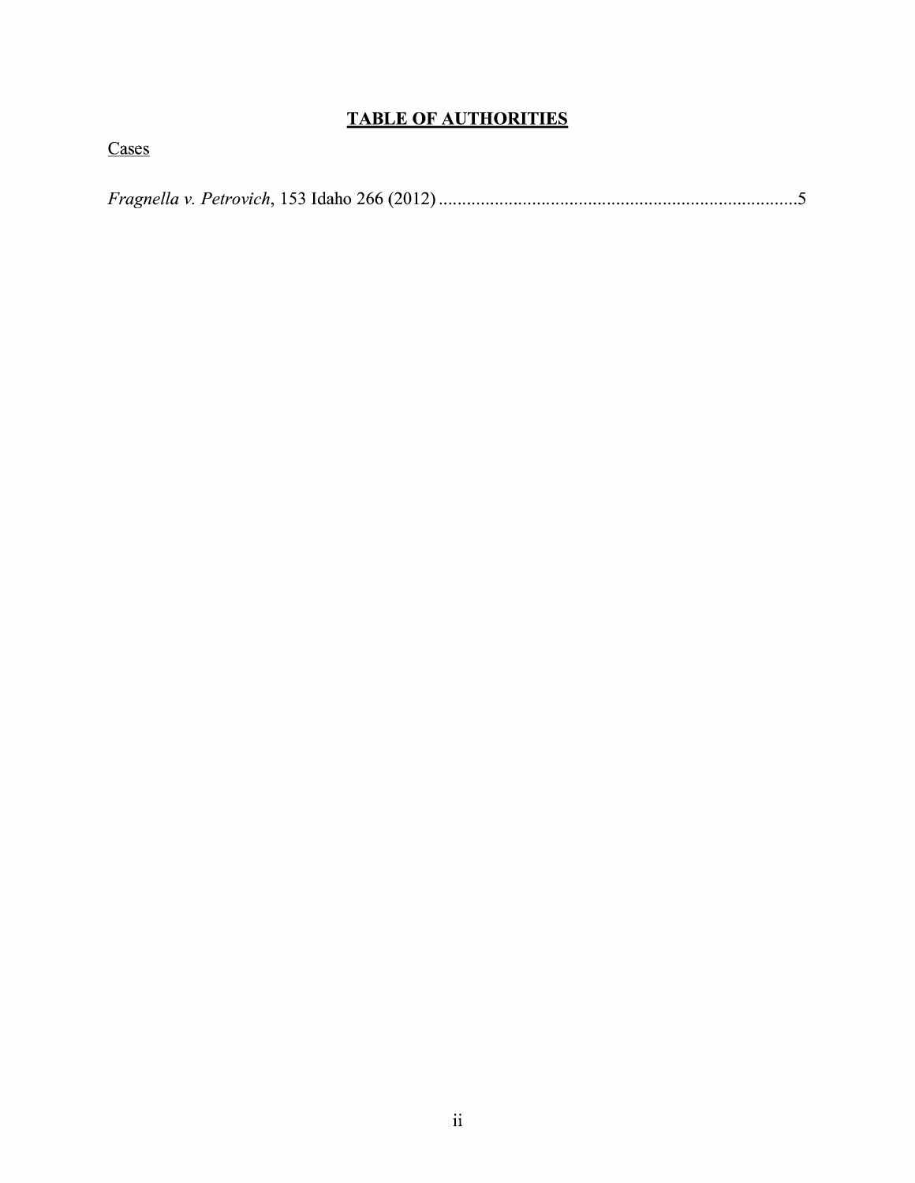# TABLE OF AUTHORITIES

Cases

*Fragnella v. Petrovich*, 153 Idaho 266 (2012) ............................................................................5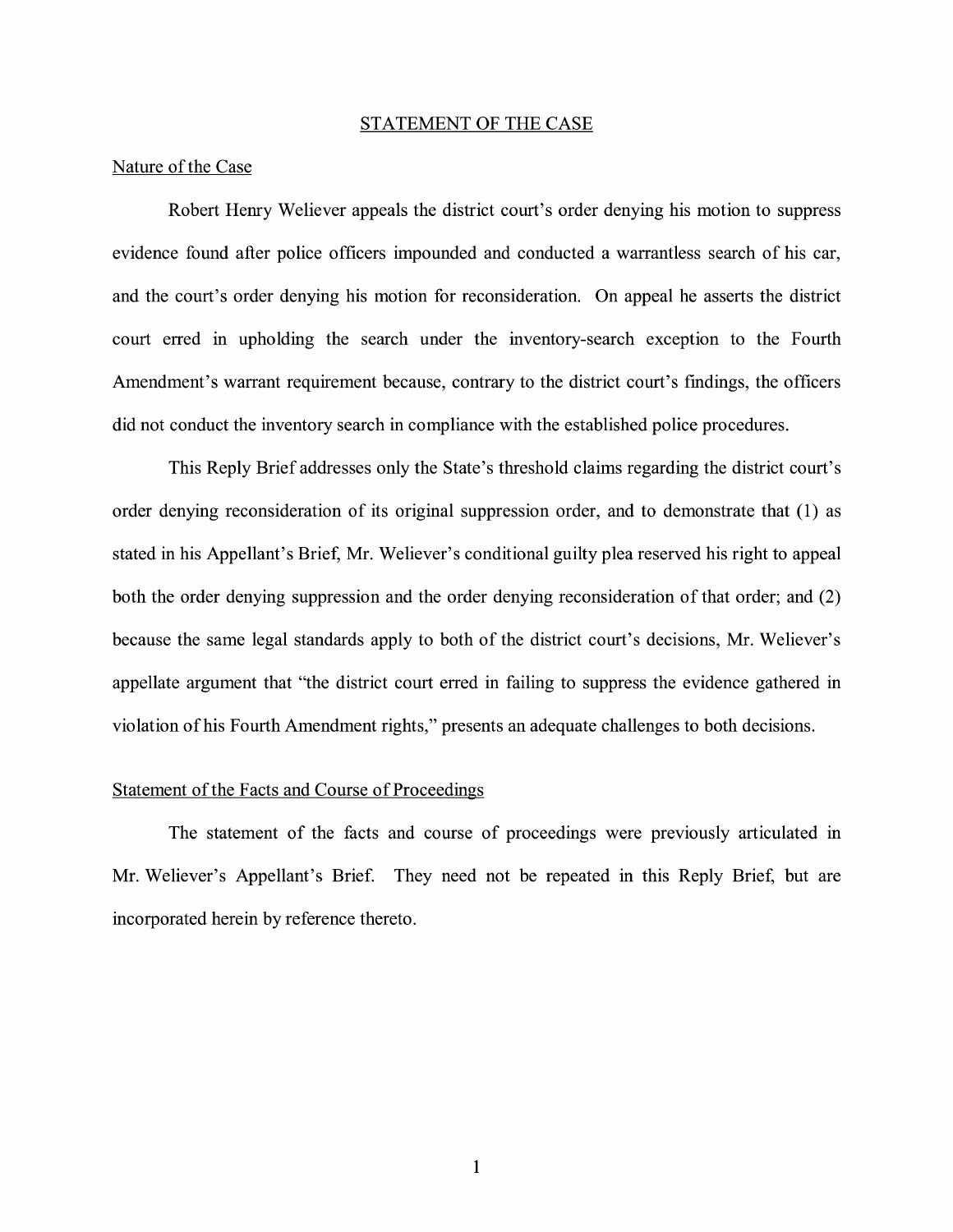## STATEMENT OF THE CASE

### Nature of the Case

Robert Henry Weliever appeals the district court's order denying his motion to suppress evidence found after police officers impounded and conducted a warrantless search of his car, and the court's order denying his motion for reconsideration. On appeal he asserts the district court erred in upholding the search under the inventory-search exception to the Fourth Amendment's warrant requirement because, contrary to the district court's findings, the officers did not conduct the inventory search in compliance with the established police procedures.

This Reply Brief addresses only the State's threshold claims regarding the district court's order denying reconsideration of its original suppression order, and to demonstrate that (1) as stated in his Appellant's Brief, Mr. Weliever's conditional guilty plea reserved his right to appeal both the order denying suppression and the order denying reconsideration of that order; and (2) because the same legal standards apply to both of the district court's decisions, Mr. Weliever's appellate argument that "the district court erred in failing to suppress the evidence gathered in violation of his Fourth Amendment rights," presents an adequate challenges to both decisions.

### Statement of the Facts and Course of Proceedings

The statement of the facts and course of proceedings were previously articulated in Mr. Weliever's Appellant's Brief. They need not be repeated in this Reply Brief, but are incorporated herein by reference thereto.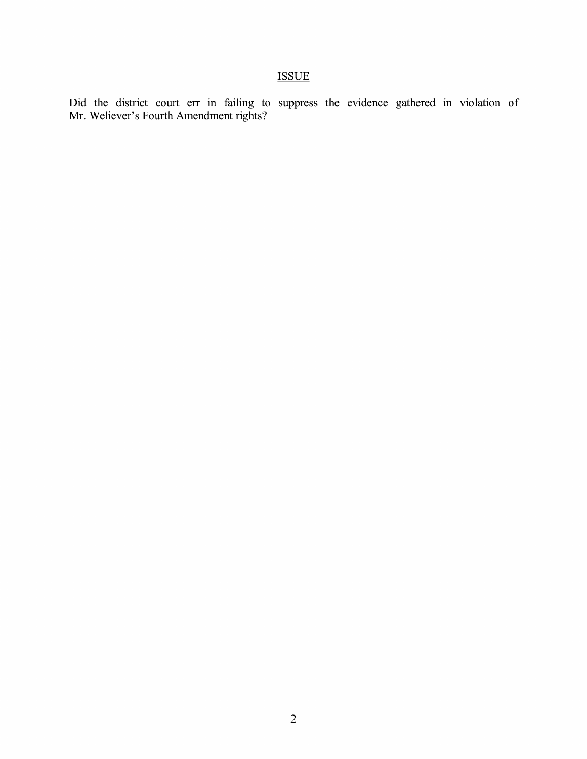## ISSUE

Did the district court err in failing to suppress the evidence gathered in violation of Mr. Weliever's Fourth Amendment rights?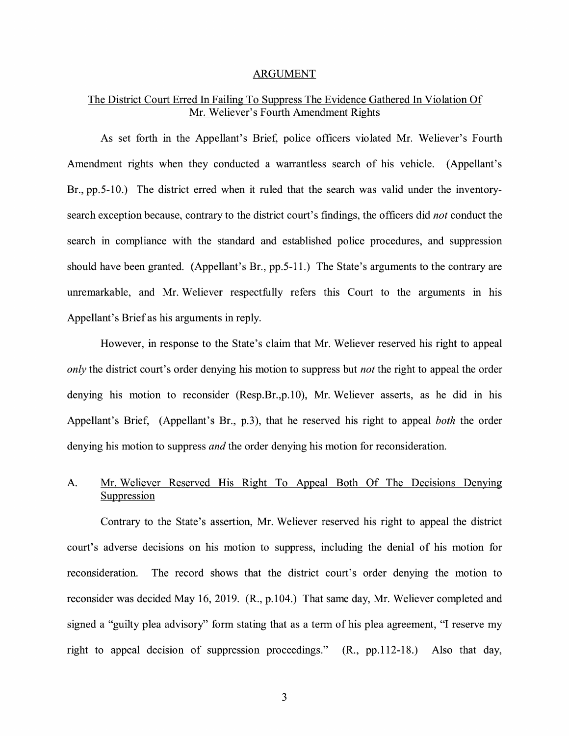## ARGUMENT

### The District Court Erred In Failing To Suppress The Evidence Gathered In Violation Of Mr. Weliever's Fourth Amendment Rights

As set forth in the Appellant's Brief, police officers violated Mr. Weliever's Fourth Amendment rights when they conducted a warrantless search of his vehicle. (Appellant's Br., pp.5-10.) The district erred when it ruled that the search was valid under the inventory-search exception because, contrary to the district court's findings, the officers did *not* conduct the search in compliance with the standard and established police procedures, and suppression should have been granted. (Appellant's Br., pp.5-11.) The State's arguments to the contrary are unremarkable, and Mr. Weliever respectfully refers this Court to the arguments in his Appellant's Brief as his arguments in reply.

However, in response to the State's claim that Mr. Weliever reserved his right to appeal *only* the district court's order denying his motion to suppress but *not* the right to appeal the order denying his motion to reconsider (Resp.Br.,p.10), Mr. Weliever asserts, as he did in his Appellant's Brief, (Appellant's Br., p.3), that he reserved his right to appeal *both* the order denying his motion to suppress *and* the order denying his motion for reconsideration.

### A. Mr. Weliever Reserved His Right To Appeal Both Of The Decisions Denying Suppression

Contrary to the State's assertion, Mr. Weliever reserved his right to appeal the district court's adverse decisions on his motion to suppress, including the denial of his motion for reconsideration. The record shows that the district court's order denying the motion to reconsider was decided May 16, 2019. (R., p.104.) That same day, Mr. Weliever completed and signed a "guilty plea advisory" form stating that as a term of his plea agreement, "I reserve my right to appeal decision of suppression proceedings." (R., pp.112-18.) Also that day,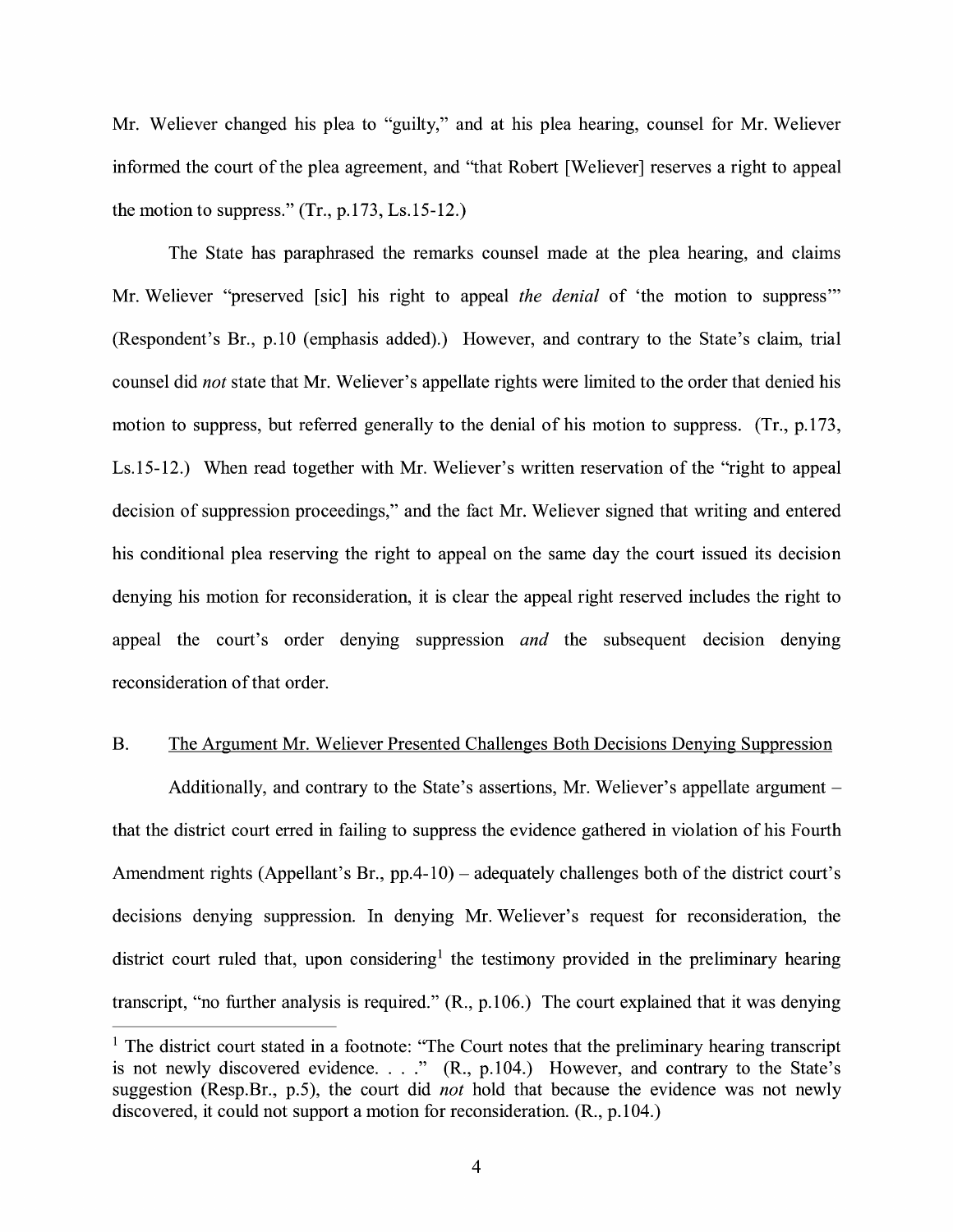Mr. Weliever changed his plea to "guilty," and at his plea hearing, counsel for Mr. Weliever informed the court of the plea agreement, and "that Robert [Weliever] reserves a right to appeal the motion to suppress." (Tr., p.173, Ls.15-12.)

The State has paraphrased the remarks counsel made at the plea hearing, and claims Mr. Weliever "preserved [sic] his right to appeal *the denial* of 'the motion to suppress'" (Respondent's Br., p.10 (emphasis added).) However, and contrary to the State's claim, trial counsel did *not* state that Mr. Weliever's appellate rights were limited to the order that denied his motion to suppress, but referred generally to the denial of his motion to suppress. (Tr., p.173, Ls.15-12.) When read together with Mr. Weliever's written reservation of the "right to appeal decision of suppression proceedings," and the fact Mr. Weliever signed that writing and entered his conditional plea reserving the right to appeal on the same day the court issued its decision denying his motion for reconsideration, it is clear the appeal right reserved includes the right to appeal the court's order denying suppression *and* the subsequent decision denying reconsideration of that order.

## B. The Argument Mr. Weliever Presented Challenges Both Decisions Denying Suppression

Additionally, and contrary to the State's assertions, Mr. Weliever's appellate argument – that the district court erred in failing to suppress the evidence gathered in violation of his Fourth Amendment rights (Appellant's Br., pp.4-10) – adequately challenges both of the district court's decisions denying suppression. In denying Mr. Weliever's request for reconsideration, the district court ruled that, upon considering[1] the testimony provided in the preliminary hearing transcript, "no further analysis is required." (R., p.106.) The court explained that it was denying

[1] The district court stated in a footnote: "The Court notes that the preliminary hearing transcript is not newly discovered evidence. . . ." (R., p.104.) However, and contrary to the State's suggestion (Resp.Br., p.5), the court did *not* hold that because the evidence was not newly discovered, it could not support a motion for reconsideration. (R., p.104.)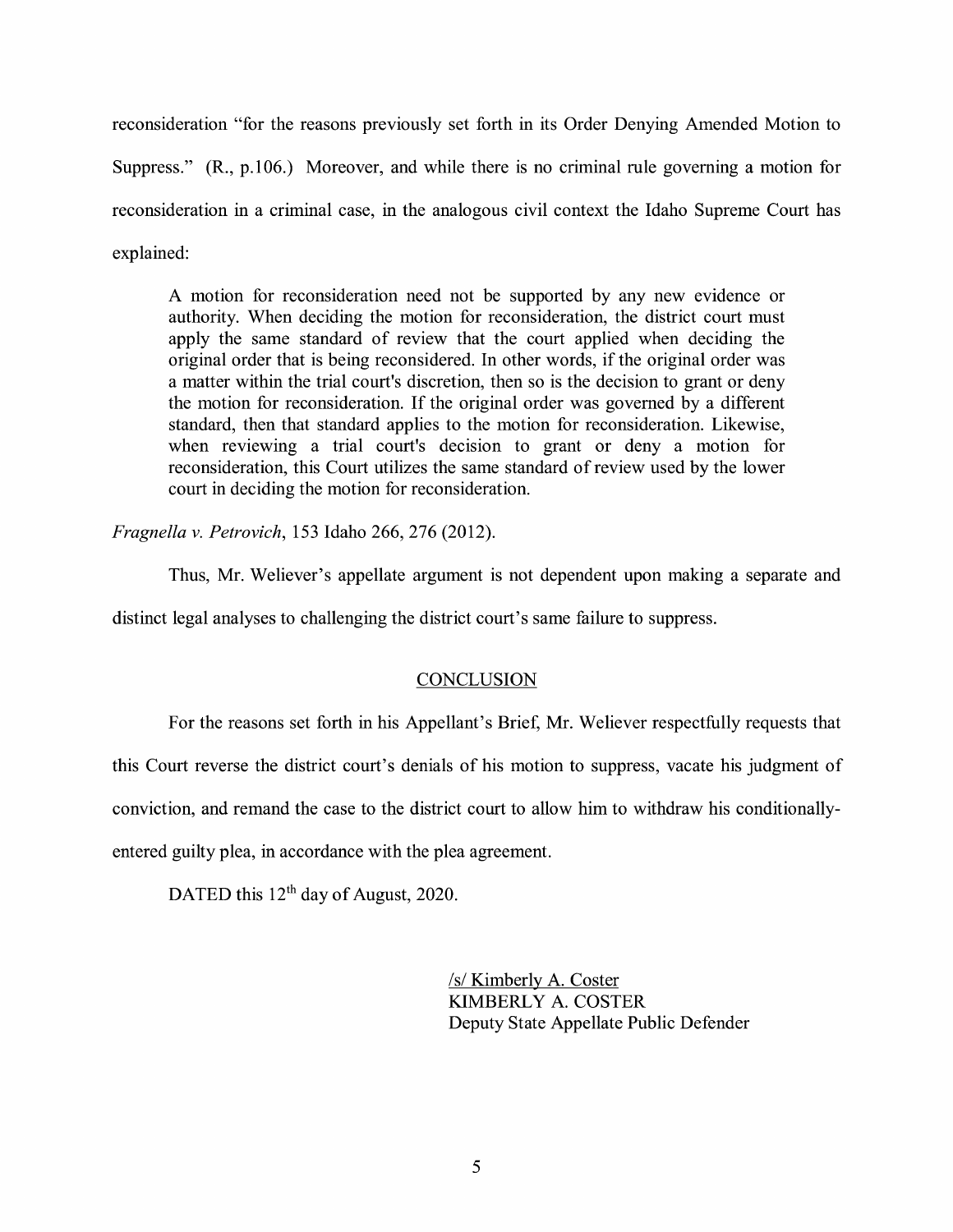reconsideration "for the reasons previously set forth in its Order Denying Amended Motion to Suppress." (R., p.106.) Moreover, and while there is no criminal rule governing a motion for reconsideration in a criminal case, in the analogous civil context the Idaho Supreme Court has explained:

> A motion for reconsideration need not be supported by any new evidence or authority. When deciding the motion for reconsideration, the district court must apply the same standard of review that the court applied when deciding the original order that is being reconsidered. In other words, if the original order was a matter within the trial court's discretion, then so is the decision to grant or deny the motion for reconsideration. If the original order was governed by a different standard, then that standard applies to the motion for reconsideration. Likewise, when reviewing a trial court's decision to grant or deny a motion for reconsideration, this Court utilizes the same standard of review used by the lower court in deciding the motion for reconsideration.

*Fragnella v. Petrovich*, 153 Idaho 266, 276 (2012).

Thus, Mr. Weliever's appellate argument is not dependent upon making a separate and distinct legal analyses to challenging the district court's same failure to suppress.

## CONCLUSION

For the reasons set forth in his Appellant's Brief, Mr. Weliever respectfully requests that this Court reverse the district court's denials of his motion to suppress, vacate his judgment of conviction, and remand the case to the district court to allow him to withdraw his conditionally-entered guilty plea, in accordance with the plea agreement.

DATED this 12th day of August, 2020.

/s/ Kimberly A. Coster
KIMBERLY A. COSTER
Deputy State Appellate Public Defender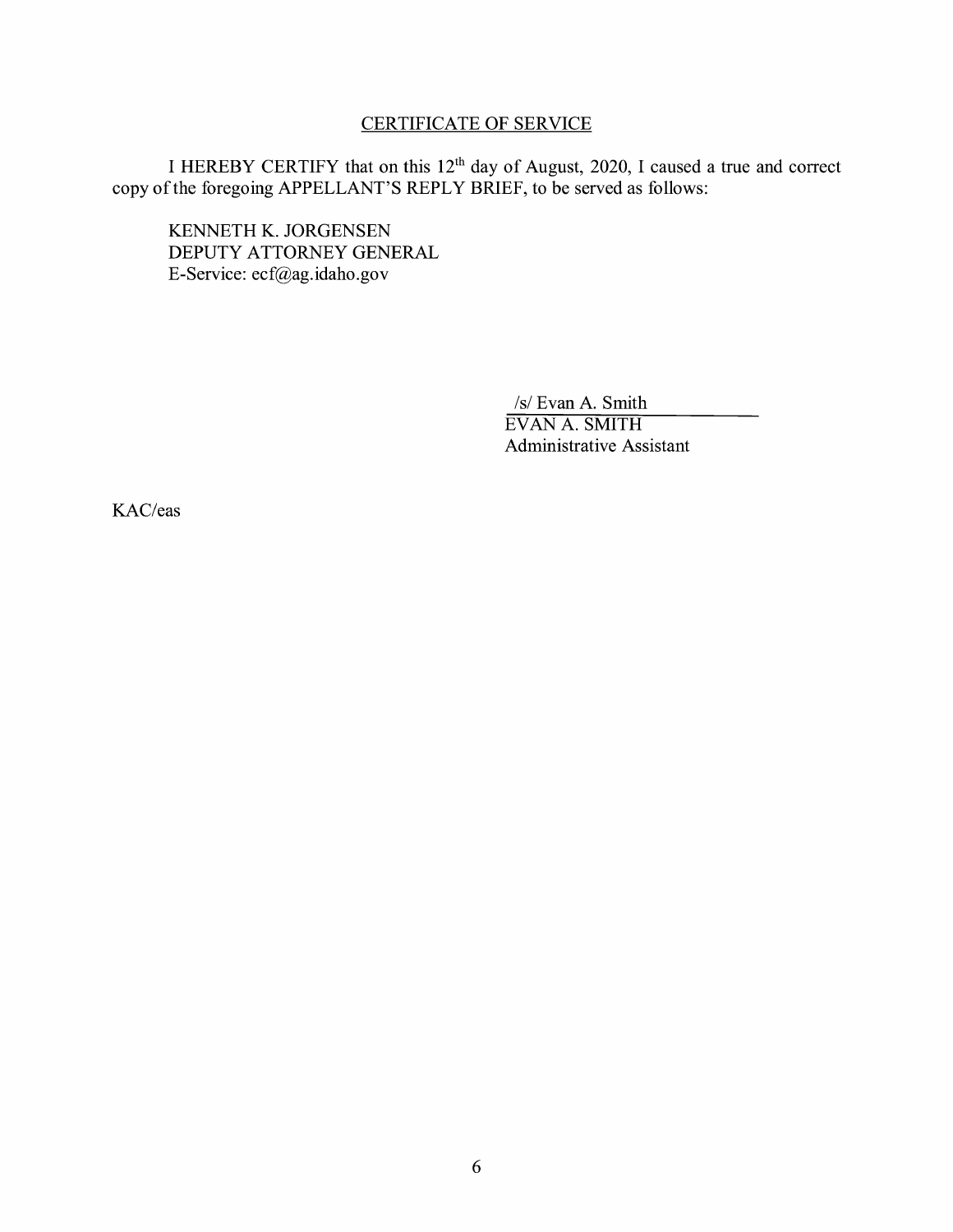## CERTIFICATE OF SERVICE

I HEREBY CERTIFY that on this 12th day of August, 2020, I caused a true and correct copy of the foregoing APPELLANT'S REPLY BRIEF, to be served as follows:

KENNETH K. JORGENSEN
DEPUTY ATTORNEY GENERAL
E-Service: ecf@ag.idaho.gov

/s/ Evan A. Smith
EVAN A. SMITH
Administrative Assistant

KAC/eas